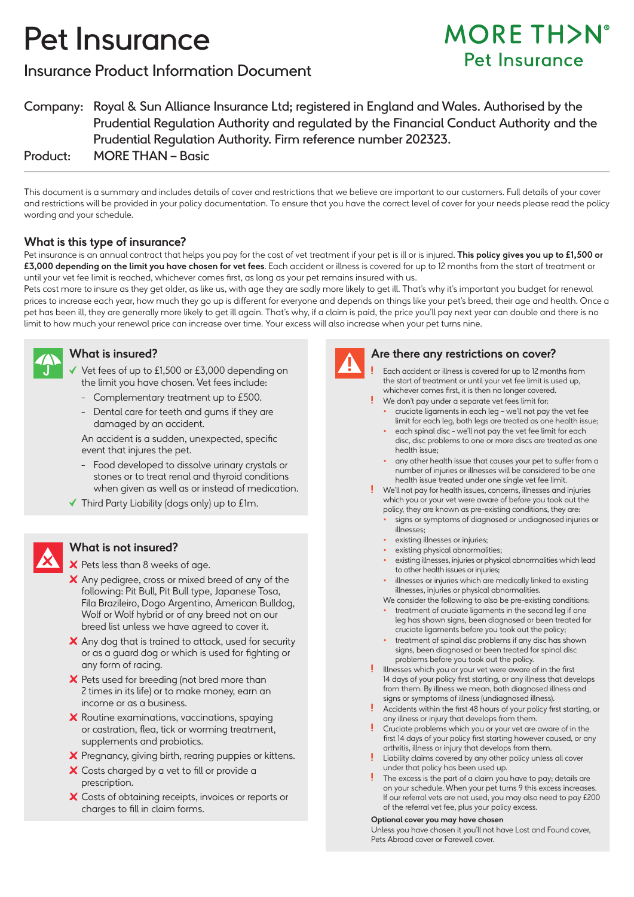# Pet Insurance

## Insurance Product Information Document

MORE TH>N® Pet Insurance

Company: Royal & Sun Alliance Insurance Ltd; registered in England and Wales. Authorised by the Prudential Regulation Authority and regulated by the Financial Conduct Authority and the Prudential Regulation Authority. Firm reference number 202323.

Product: MORE THAN – Basic

This document is a summary and includes details of cover and restrictions that we believe are important to our customers. Full details of your cover and restrictions will be provided in your policy documentation. To ensure that you have the correct level of cover for your needs please read the policy wording and your schedule.

### What is this type of insurance?

Pet insurance is an annual contract that helps you pay for the cost of vet treatment if your pet is ill or is injured. **This policy gives you up to £1,500 or £3,000 depending on the limit you have chosen for vet fees**. Each accident or illness is covered for up to 12 months from the start of treatment or until your vet fee limit is reached, whichever comes first, as long as your pet remains insured with us.

Pets cost more to insure as they get older, as like us, with age they are sadly more likely to get ill. That's why it's important you budget for renewal prices to increase each year, how much they go up is different for everyone and depends on things like your pet's breed, their age and health. Once a pet has been ill, they are generally more likely to get ill again. That's why, if a claim is paid, the price you'll pay next year can double and there is no limit to how much your renewal price can increase over time. Your excess will also increase when your pet turns nine.

### What is insured?

- ✓ Vet fees of up to £1,500 or £3,000 depending on the limit you have chosen. Vet fees include:
  - Complementary treatment up to £500.
  - Dental care for teeth and gums if they are damaged by an accident.

  An accident is a sudden, unexpected, specific event that injures the pet.
  - Food developed to dissolve urinary crystals or stones or to treat renal and thyroid conditions when given as well as or instead of medication.
- ✓ Third Party Liability (dogs only) up to £1m.

### What is not insured?

- ✗ Pets less than 8 weeks of age.
- ✗ Any pedigree, cross or mixed breed of any of the following: Pit Bull, Pit Bull type, Japanese Tosa, Fila Brazileiro, Dogo Argentino, American Bulldog, Wolf or Wolf hybrid or of any breed not on our breed list unless we have agreed to cover it.
- ✗ Any dog that is trained to attack, used for security or as a guard dog or which is used for fighting or any form of racing.
- ✗ Pets used for breeding (not bred more than 2 times in its life) or to make money, earn an income or as a business.
- ✗ Routine examinations, vaccinations, spaying or castration, flea, tick or worming treatment, supplements and probiotics.
- ✗ Pregnancy, giving birth, rearing puppies or kittens.
- ✗ Costs charged by a vet to fill or provide a prescription.
- ✗ Costs of obtaining receipts, invoices or reports or charges to fill in claim forms.

### Are there any restrictions on cover?

- ! Each accident or illness is covered for up to 12 months from the start of treatment or until your vet fee limit is used up, whichever comes first, it is then no longer covered.
- ! We don't pay under a separate vet fees limit for:
  - cruciate ligaments in each leg – we'll not pay the vet fee limit for each leg, both legs are treated as one health issue;
  - each spinal disc - we'll not pay the vet fee limit for each disc, disc problems to one or more discs are treated as one health issue;
  - any other health issue that causes your pet to suffer from a number of injuries or illnesses will be considered to be one health issue treated under one single vet fee limit.
- ! We'll not pay for health issues, concerns, illnesses and injuries which you or your vet were aware of before you took out the policy, they are known as pre-existing conditions, they are:
  - signs or symptoms of diagnosed or undiagnosed injuries or illnesses;
  - existing illnesses or injuries;
  - existing physical abnormalities;
  - existing illnesses, injuries or physical abnormalities which lead to other health issues or injuries;
  - illnesses or injuries which are medically linked to existing illnesses, injuries or physical abnormalities.

  We consider the following to also be pre-existing conditions:
  - treatment of cruciate ligaments in the second leg if one leg has shown signs, been diagnosed or been treated for cruciate ligaments before you took out the policy;
  - treatment of spinal disc problems if any disc has shown signs, been diagnosed or been treated for spinal disc problems before you took out the policy.
- ! Illnesses which you or your vet were aware of in the first 14 days of your policy first starting, or any illness that develops from them. By illness we mean, both diagnosed illness and signs or symptoms of illness (undiagnosed illness).
- ! Accidents within the first 48 hours of your policy first starting, or any illness or injury that develops from them.
- ! Cruciate problems which you or your vet are aware of in the first 14 days of your policy first starting however caused, or any arthritis, illness or injury that develops from them.
- ! Liability claims covered by any other policy unless all cover under that policy has been used up.
- ! The excess is the part of a claim you have to pay; details are on your schedule. When your pet turns 9 this excess increases. If our referral vets are not used, you may also need to pay £200 of the referral vet fee, plus your policy excess.

**Optional cover you may have chosen**

Unless you have chosen it you'll not have Lost and Found cover, Pets Abroad cover or Farewell cover.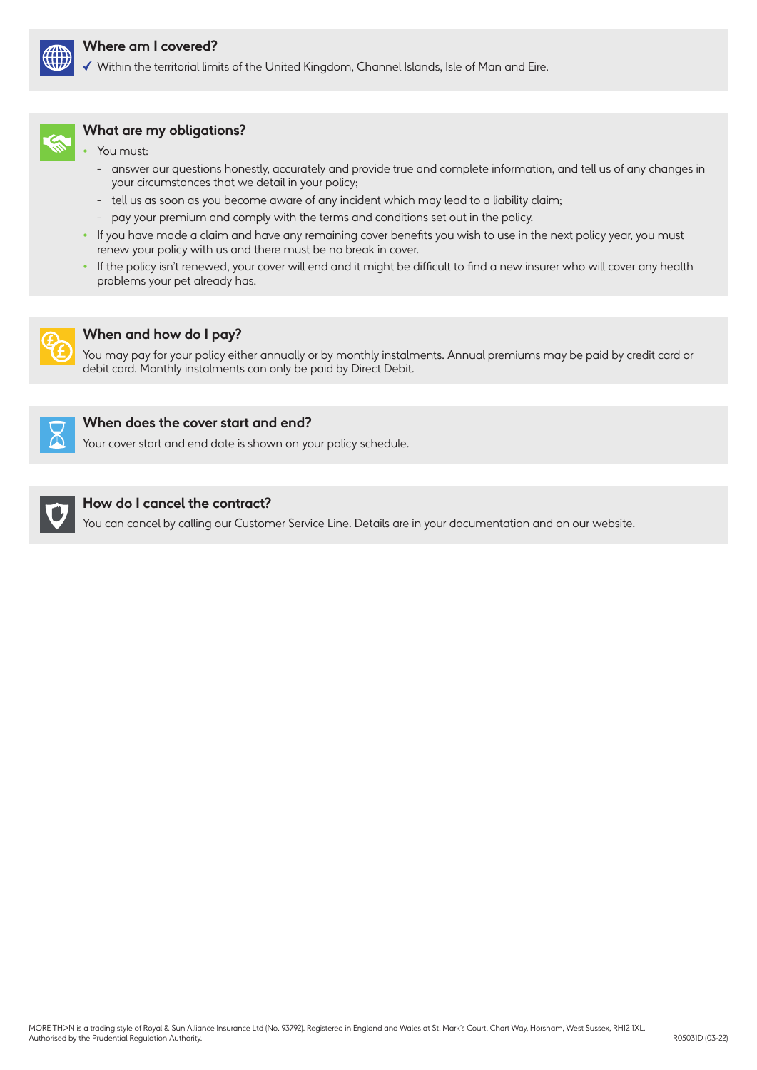## Where am I covered?

✓ Within the territorial limits of the United Kingdom, Channel Islands, Isle of Man and Eire.

## What are my obligations?

- You must:
  - answer our questions honestly, accurately and provide true and complete information, and tell us of any changes in your circumstances that we detail in your policy;
  - tell us as soon as you become aware of any incident which may lead to a liability claim;
  - pay your premium and comply with the terms and conditions set out in the policy.
- If you have made a claim and have any remaining cover benefits you wish to use in the next policy year, you must renew your policy with us and there must be no break in cover.
- If the policy isn't renewed, your cover will end and it might be difficult to find a new insurer who will cover any health problems your pet already has.

## When and how do I pay?

You may pay for your policy either annually or by monthly instalments. Annual premiums may be paid by credit card or debit card. Monthly instalments can only be paid by Direct Debit.

## When does the cover start and end?

Your cover start and end date is shown on your policy schedule.

## How do I cancel the contract?

You can cancel by calling our Customer Service Line. Details are in your documentation and on our website.

MORE TH>N is a trading style of Royal & Sun Alliance Insurance Ltd (No. 93792). Registered in England and Wales at St. Mark's Court, Chart Way, Horsham, West Sussex, RH12 1XL. Authorised by the Prudential Regulation Authority.

R05031D (03-22)